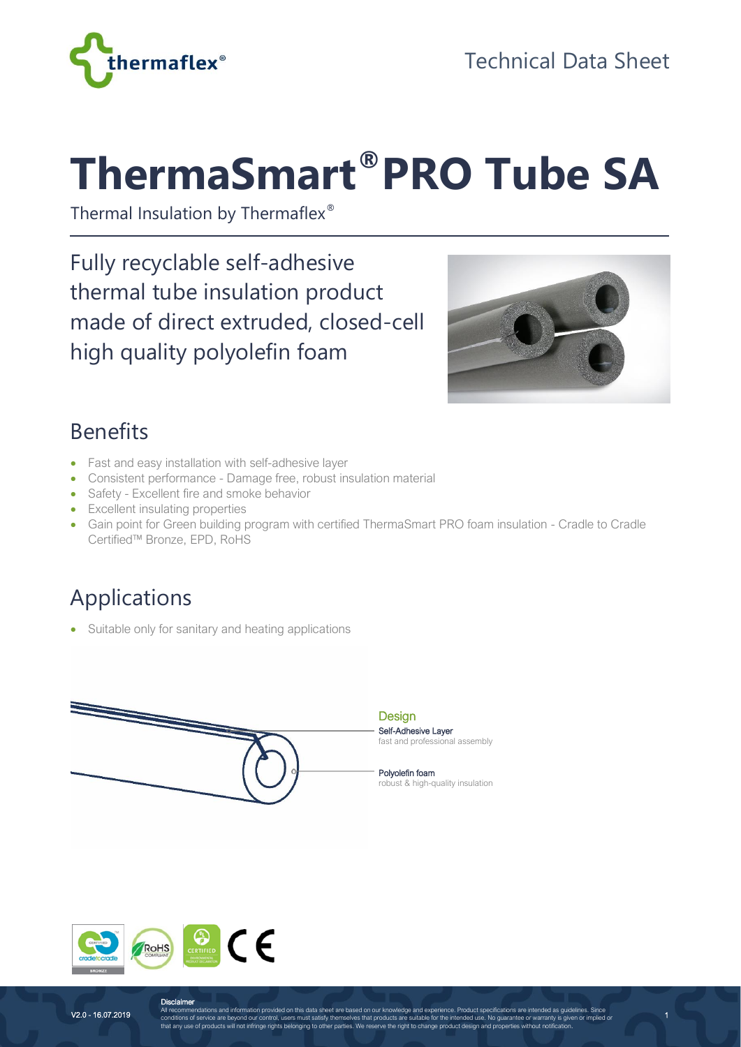# ThermaSmart® PRO Tube SA

Thermal Insulation by Thermaflex®

Fully recyclable self-adhesive thermal tube insulation product made of direct extruded, closed-cell high quality polyolefin foam

## Benefits

- Fast and easy installation with self-adhesive layer
- Consistent performance - Damage free, robust insulation material
- Safety - Excellent fire and smoke behavior
- Excellent insulating properties
- Gain point for Green building program with certified ThermaSmart PRO foam insulation - Cradle to Cradle Certified™ Bronze, EPD, RoHS

## Applications

- Suitable only for sanitary and heating applications

### Design

**Self-Adhesive Layer**
fast and professional assembly

**Polyolefin foam**
robust & high-quality insulation

V2.0 - 16.07.2019

**Disclaimer**
All recommendations and information provided on this data sheet are based on our knowledge and experience. Product specifications are intended as guidelines. Since conditions of service are beyond our control, users must satisfy themselves that products are suitable for the intended use. No guarantee or warranty is given or implied or that any use of products will not infringe rights belonging to other parties. We reserve the right to change product design and properties without notification.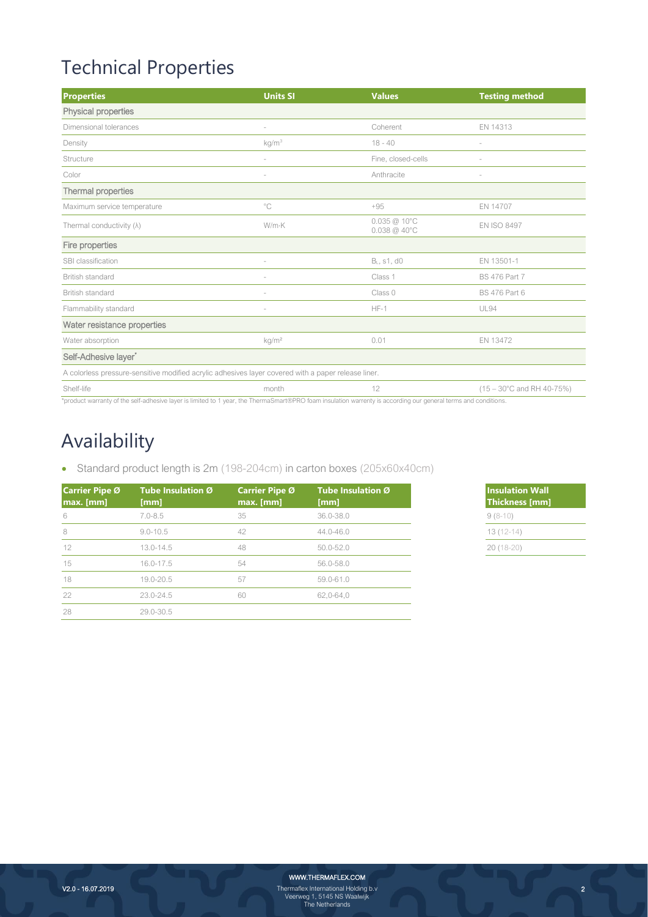# Technical Properties

| Properties | Units SI | Values | Testing method |
|---|---|---|---|
| Physical properties | | | |
| Dimensional tolerances | - | Coherent | EN 14313 |
| Density | kg/m³ | 18 - 40 | - |
| Structure | - | Fine, closed-cells | - |
| Color | - | Anthracite | - |
| Thermal properties | | | |
| Maximum service temperature | °C | +95 | EN 14707 |
| Thermal conductivity (λ) | W/m·K | 0.035 @ 10°C<br>0.038 @ 40°C | EN ISO 8497 |
| Fire properties | | | |
| SBI classification | - | $B_L$, s1, d0 | EN 13501-1 |
| British standard | - | Class 1 | BS 476 Part 7 |
| British standard | - | Class 0 | BS 476 Part 6 |
| Flammability standard | - | HF-1 | UL94 |
| Water resistance properties | | | |
| Water absorption | kg/m² | 0.01 | EN 13472 |
| Self-Adhesive layer* | | | |
| A colorless pressure-sensitive modified acrylic adhesives layer covered with a paper release liner. | | | |
| Shelf-life | month | 12 | (15 – 30°C and RH 40-75%) |

*product warranty of the self-adhesive layer is limited to 1 year, the ThermaSmart®PRO foam insulation warrenty is according our general terms and conditions.

# Availability

- Standard product length is 2m (198-204cm) in carton boxes (205x60x40cm)

| Carrier Pipe Ø max. [mm] | Tube Insulation Ø [mm] | Carrier Pipe Ø max. [mm] | Tube Insulation Ø [mm] |
|---|---|---|---|
| 6 | 7.0-8.5 | 35 | 36.0-38.0 |
| 8 | 9.0-10.5 | 42 | 44.0-46.0 |
| 12 | 13.0-14.5 | 48 | 50.0-52.0 |
| 15 | 16.0-17.5 | 54 | 56.0-58.0 |
| 18 | 19.0-20.5 | 57 | 59.0-61.0 |
| 22 | 23.0-24.5 | 60 | 62,0-64,0 |
| 28 | 29.0-30.5 | | |

| Insulation Wall Thickness [mm] |
|---|
| 9 (8-10) |
| 13 (12-14) |
| 20 (18-20) |

WWW.THERMAFLEX.COM

V2.0 - 16.07.2019

Thermaflex International Holding b.v
Veerweg 1, 5145 NS Waalwijk
The Netherlands